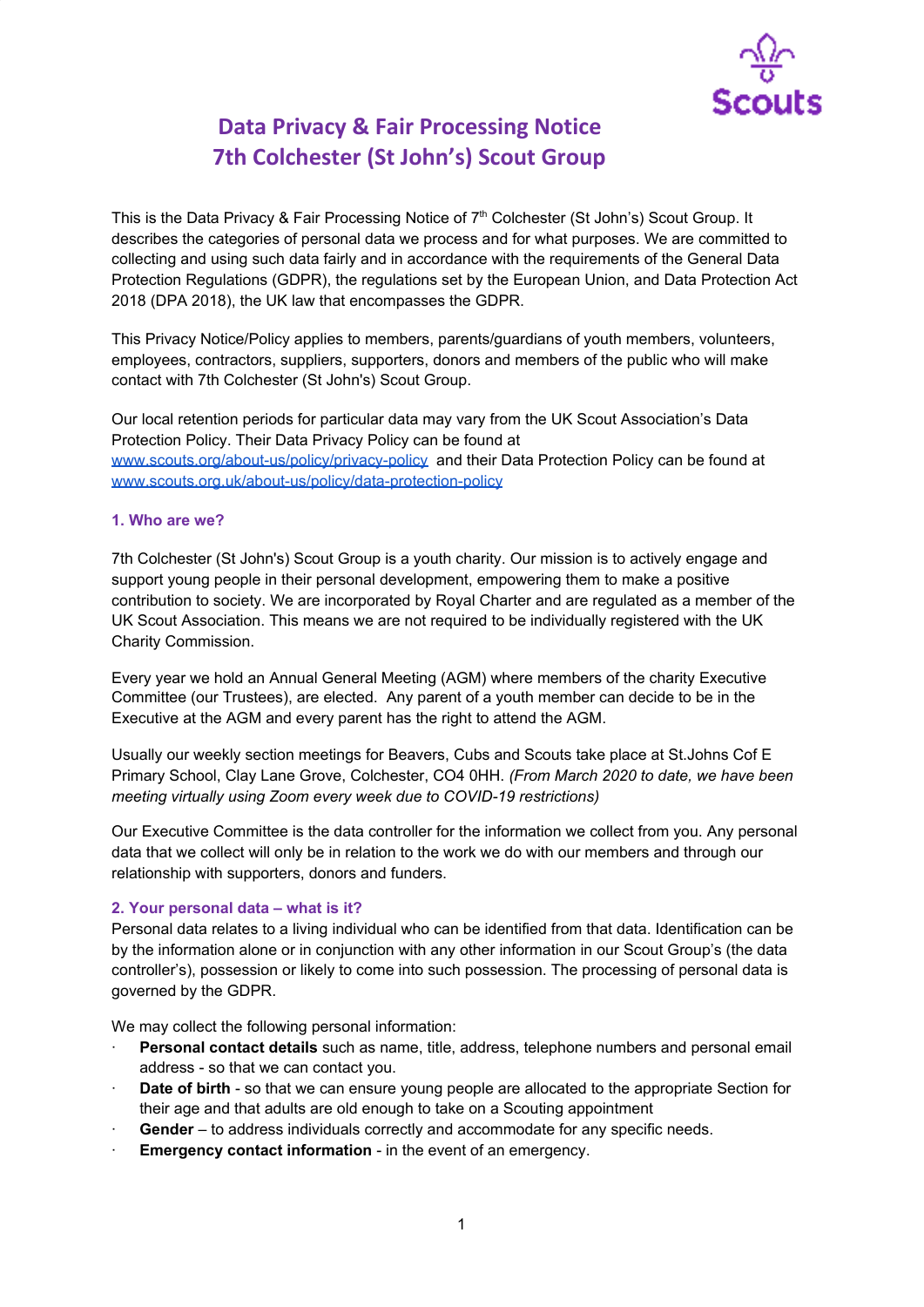# Data Privacy & Fair Processing Notice
# 7th Colchester (St John's) Scout Group

This is the Data Privacy & Fair Processing Notice of 7th Colchester (St John's) Scout Group. It describes the categories of personal data we process and for what purposes. We are committed to collecting and using such data fairly and in accordance with the requirements of the General Data Protection Regulations (GDPR), the regulations set by the European Union, and Data Protection Act 2018 (DPA 2018), the UK law that encompasses the GDPR.

This Privacy Notice/Policy applies to members, parents/guardians of youth members, volunteers, employees, contractors, suppliers, supporters, donors and members of the public who will make contact with 7th Colchester (St John's) Scout Group.

Our local retention periods for particular data may vary from the UK Scout Association's Data Protection Policy. Their Data Privacy Policy can be found at [www.scouts.org/about-us/policy/privacy-policy](www.scouts.org/about-us/policy/privacy-policy) and their Data Protection Policy can be found at [www.scouts.org.uk/about-us/policy/data-protection-policy](www.scouts.org.uk/about-us/policy/data-protection-policy)

### 1. Who are we?

7th Colchester (St John's) Scout Group is a youth charity. Our mission is to actively engage and support young people in their personal development, empowering them to make a positive contribution to society. We are incorporated by Royal Charter and are regulated as a member of the UK Scout Association. This means we are not required to be individually registered with the UK Charity Commission.

Every year we hold an Annual General Meeting (AGM) where members of the charity Executive Committee (our Trustees), are elected. Any parent of a youth member can decide to be in the Executive at the AGM and every parent has the right to attend the AGM.

Usually our weekly section meetings for Beavers, Cubs and Scouts take place at St.Johns Cof E Primary School, Clay Lane Grove, Colchester, CO4 0HH. *(From March 2020 to date, we have been meeting virtually using Zoom every week due to COVID-19 restrictions)*

Our Executive Committee is the data controller for the information we collect from you. Any personal data that we collect will only be in relation to the work we do with our members and through our relationship with supporters, donors and funders.

### 2. Your personal data – what is it?

Personal data relates to a living individual who can be identified from that data. Identification can be by the information alone or in conjunction with any other information in our Scout Group's (the data controller's), possession or likely to come into such possession. The processing of personal data is governed by the GDPR.

We may collect the following personal information:

- **Personal contact details** such as name, title, address, telephone numbers and personal email address - so that we can contact you.
- **Date of birth** - so that we can ensure young people are allocated to the appropriate Section for their age and that adults are old enough to take on a Scouting appointment
- **Gender** – to address individuals correctly and accommodate for any specific needs.
- **Emergency contact information** - in the event of an emergency.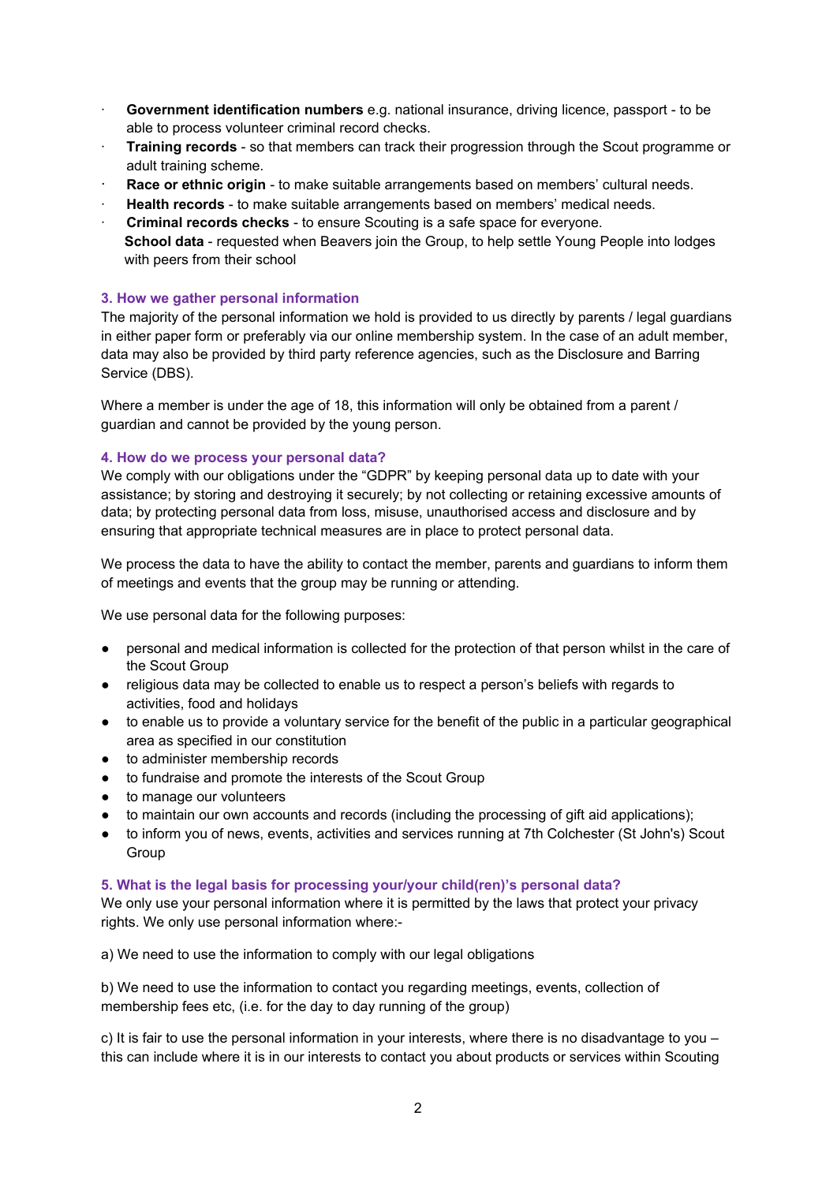- **Government identification numbers** e.g. national insurance, driving licence, passport - to be able to process volunteer criminal record checks.
- **Training records** - so that members can track their progression through the Scout programme or adult training scheme.
- **Race or ethnic origin** - to make suitable arrangements based on members' cultural needs.
- **Health records** - to make suitable arrangements based on members' medical needs.
- **Criminal records checks** - to ensure Scouting is a safe space for everyone.

**School data** - requested when Beavers join the Group, to help settle Young People into lodges with peers from their school

### 3. How we gather personal information

The majority of the personal information we hold is provided to us directly by parents / legal guardians in either paper form or preferably via our online membership system. In the case of an adult member, data may also be provided by third party reference agencies, such as the Disclosure and Barring Service (DBS).

Where a member is under the age of 18, this information will only be obtained from a parent / guardian and cannot be provided by the young person.

### 4. How do we process your personal data?

We comply with our obligations under the "GDPR" by keeping personal data up to date with your assistance; by storing and destroying it securely; by not collecting or retaining excessive amounts of data; by protecting personal data from loss, misuse, unauthorised access and disclosure and by ensuring that appropriate technical measures are in place to protect personal data.

We process the data to have the ability to contact the member, parents and guardians to inform them of meetings and events that the group may be running or attending.

We use personal data for the following purposes:

- personal and medical information is collected for the protection of that person whilst in the care of the Scout Group
- religious data may be collected to enable us to respect a person's beliefs with regards to activities, food and holidays
- to enable us to provide a voluntary service for the benefit of the public in a particular geographical area as specified in our constitution
- to administer membership records
- to fundraise and promote the interests of the Scout Group
- to manage our volunteers
- to maintain our own accounts and records (including the processing of gift aid applications);
- to inform you of news, events, activities and services running at 7th Colchester (St John's) Scout Group

### 5. What is the legal basis for processing your/your child(ren)'s personal data?

We only use your personal information where it is permitted by the laws that protect your privacy rights. We only use personal information where:-

a) We need to use the information to comply with our legal obligations

b) We need to use the information to contact you regarding meetings, events, collection of membership fees etc, (i.e. for the day to day running of the group)

c) It is fair to use the personal information in your interests, where there is no disadvantage to you – this can include where it is in our interests to contact you about products or services within Scouting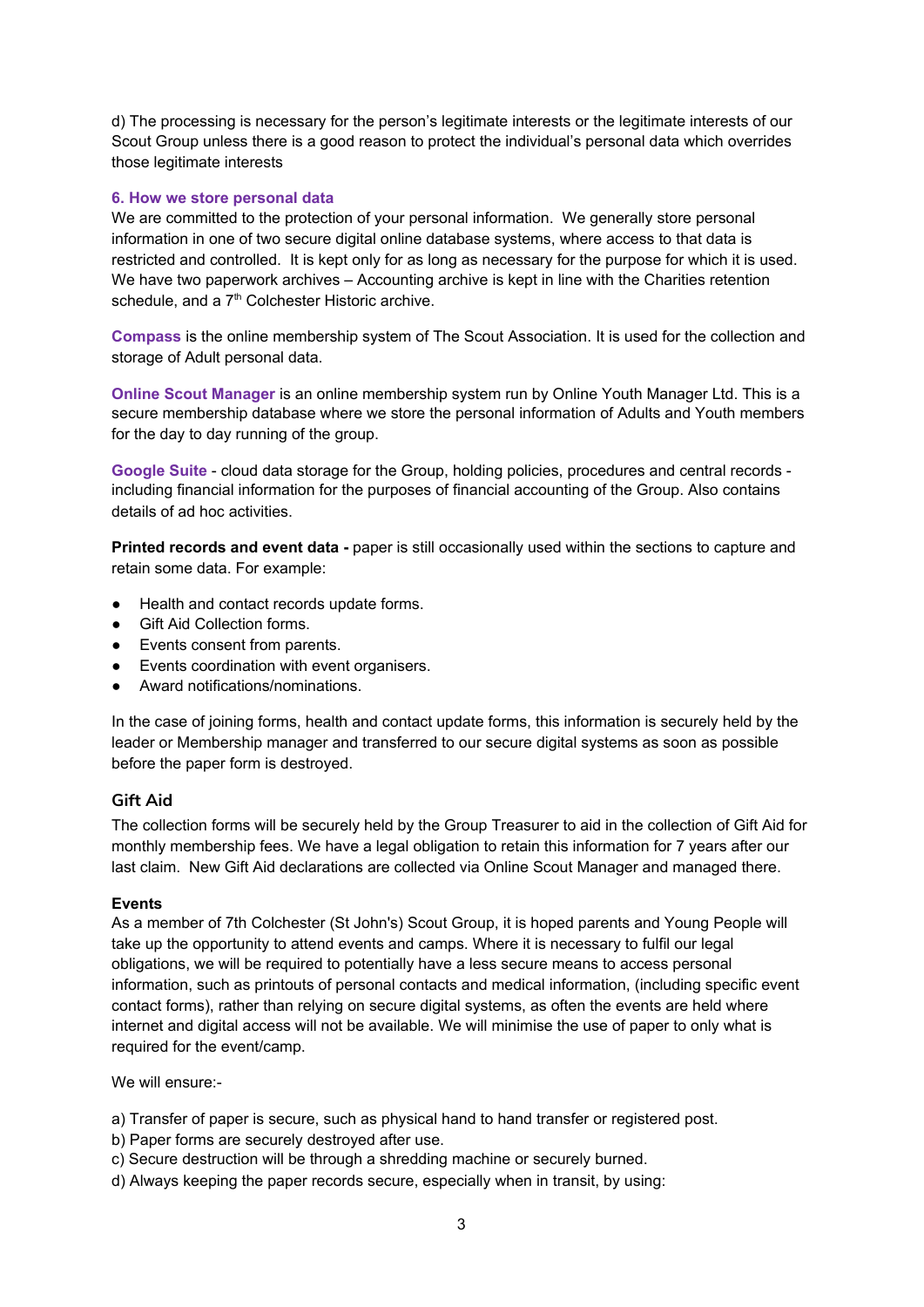d) The processing is necessary for the person's legitimate interests or the legitimate interests of our Scout Group unless there is a good reason to protect the individual's personal data which overrides those legitimate interests

### 6. How we store personal data

We are committed to the protection of your personal information. We generally store personal information in one of two secure digital online database systems, where access to that data is restricted and controlled. It is kept only for as long as necessary for the purpose for which it is used. We have two paperwork archives – Accounting archive is kept in line with the Charities retention schedule, and a 7th Colchester Historic archive.

**Compass** is the online membership system of The Scout Association. It is used for the collection and storage of Adult personal data.

**Online Scout Manager** is an online membership system run by Online Youth Manager Ltd. This is a secure membership database where we store the personal information of Adults and Youth members for the day to day running of the group.

**Google Suite** - cloud data storage for the Group, holding policies, procedures and central records - including financial information for the purposes of financial accounting of the Group. Also contains details of ad hoc activities.

**Printed records and event data -** paper is still occasionally used within the sections to capture and retain some data. For example:

- Health and contact records update forms.
- Gift Aid Collection forms.
- Events consent from parents.
- Events coordination with event organisers.
- Award notifications/nominations.

In the case of joining forms, health and contact update forms, this information is securely held by the leader or Membership manager and transferred to our secure digital systems as soon as possible before the paper form is destroyed.

### Gift Aid

The collection forms will be securely held by the Group Treasurer to aid in the collection of Gift Aid for monthly membership fees. We have a legal obligation to retain this information for 7 years after our last claim. New Gift Aid declarations are collected via Online Scout Manager and managed there.

**Events**

As a member of 7th Colchester (St John's) Scout Group, it is hoped parents and Young People will take up the opportunity to attend events and camps. Where it is necessary to fulfil our legal obligations, we will be required to potentially have a less secure means to access personal information, such as printouts of personal contacts and medical information, (including specific event contact forms), rather than relying on secure digital systems, as often the events are held where internet and digital access will not be available. We will minimise the use of paper to only what is required for the event/camp.

We will ensure:-

a) Transfer of paper is secure, such as physical hand to hand transfer or registered post.
b) Paper forms are securely destroyed after use.
c) Secure destruction will be through a shredding machine or securely burned.
d) Always keeping the paper records secure, especially when in transit, by using: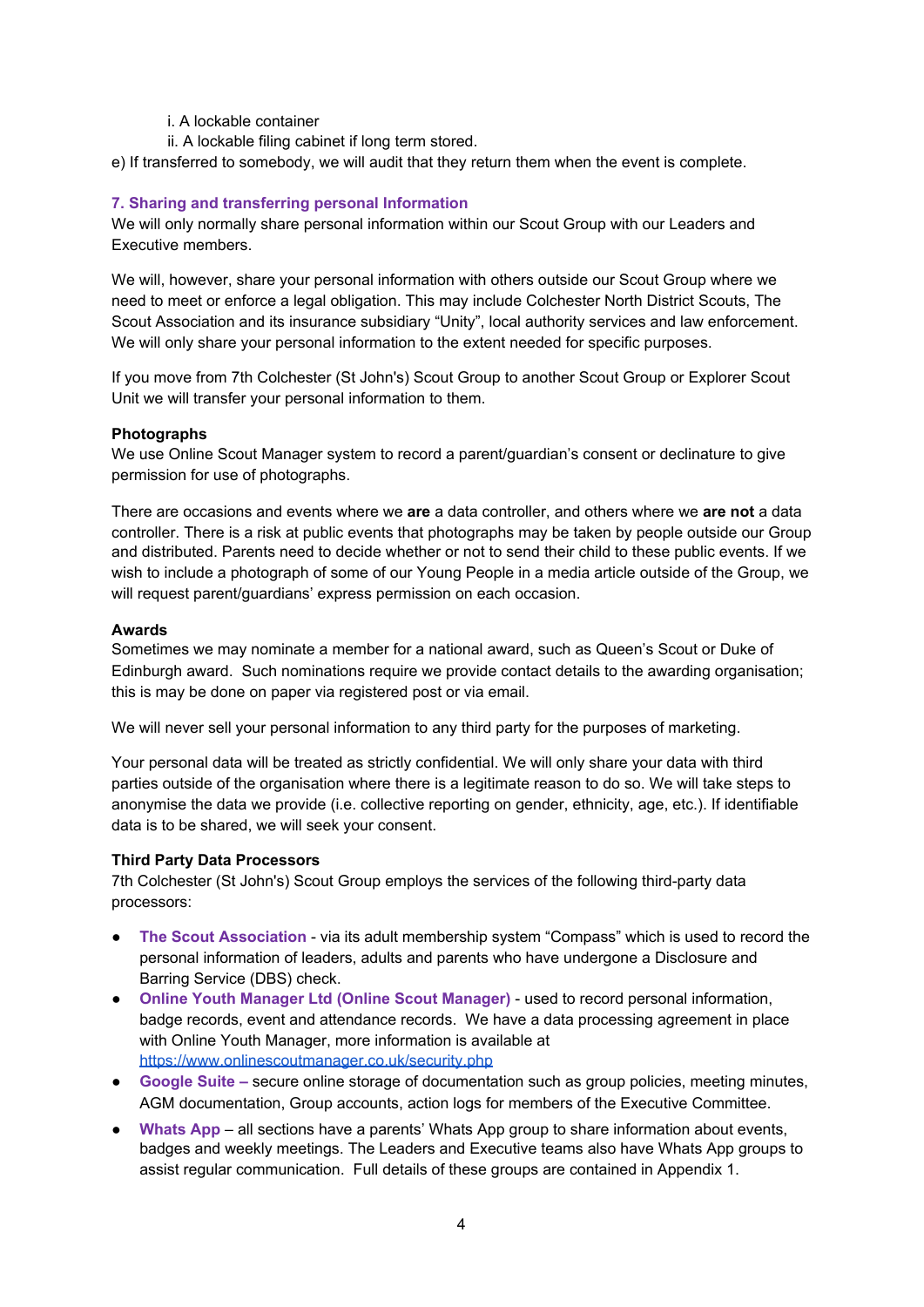i. A lockable container
ii. A lockable filing cabinet if long term stored.

e) If transferred to somebody, we will audit that they return them when the event is complete.

## 7. Sharing and transferring personal Information

We will only normally share personal information within our Scout Group with our Leaders and Executive members.

We will, however, share your personal information with others outside our Scout Group where we need to meet or enforce a legal obligation. This may include Colchester North District Scouts, The Scout Association and its insurance subsidiary "Unity", local authority services and law enforcement. We will only share your personal information to the extent needed for specific purposes.

If you move from 7th Colchester (St John's) Scout Group to another Scout Group or Explorer Scout Unit we will transfer your personal information to them.

### Photographs

We use Online Scout Manager system to record a parent/guardian's consent or declinature to give permission for use of photographs.

There are occasions and events where we **are** a data controller, and others where we **are not** a data controller. There is a risk at public events that photographs may be taken by people outside our Group and distributed. Parents need to decide whether or not to send their child to these public events. If we wish to include a photograph of some of our Young People in a media article outside of the Group, we will request parent/guardians' express permission on each occasion.

### Awards

Sometimes we may nominate a member for a national award, such as Queen's Scout or Duke of Edinburgh award. Such nominations require we provide contact details to the awarding organisation; this is may be done on paper via registered post or via email.

We will never sell your personal information to any third party for the purposes of marketing.

Your personal data will be treated as strictly confidential. We will only share your data with third parties outside of the organisation where there is a legitimate reason to do so. We will take steps to anonymise the data we provide (i.e. collective reporting on gender, ethnicity, age, etc.). If identifiable data is to be shared, we will seek your consent.

### Third Party Data Processors

7th Colchester (St John's) Scout Group employs the services of the following third-party data processors:

- **The Scout Association** - via its adult membership system "Compass" which is used to record the personal information of leaders, adults and parents who have undergone a Disclosure and Barring Service (DBS) check.
- **Online Youth Manager Ltd (Online Scout Manager)** - used to record personal information, badge records, event and attendance records. We have a data processing agreement in place with Online Youth Manager, more information is available at https://www.onlinescoutmanager.co.uk/security.php
- **Google Suite –** secure online storage of documentation such as group policies, meeting minutes, AGM documentation, Group accounts, action logs for members of the Executive Committee.
- **Whats App** – all sections have a parents' Whats App group to share information about events, badges and weekly meetings. The Leaders and Executive teams also have Whats App groups to assist regular communication. Full details of these groups are contained in Appendix 1.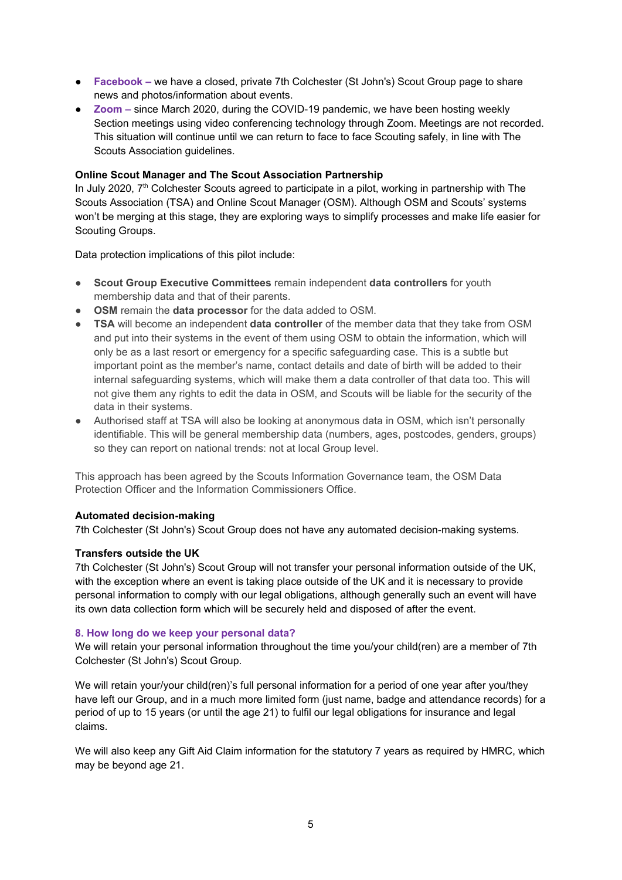- **Facebook –** we have a closed, private 7th Colchester (St John's) Scout Group page to share news and photos/information about events.
- **Zoom –** since March 2020, during the COVID-19 pandemic, we have been hosting weekly Section meetings using video conferencing technology through Zoom. Meetings are not recorded. This situation will continue until we can return to face to face Scouting safely, in line with The Scouts Association guidelines.

**Online Scout Manager and The Scout Association Partnership**

In July 2020, 7th Colchester Scouts agreed to participate in a pilot, working in partnership with The Scouts Association (TSA) and Online Scout Manager (OSM). Although OSM and Scouts' systems won't be merging at this stage, they are exploring ways to simplify processes and make life easier for Scouting Groups.

Data protection implications of this pilot include:

- **Scout Group Executive Committees** remain independent **data controllers** for youth membership data and that of their parents.
- **OSM** remain the **data processor** for the data added to OSM.
- **TSA** will become an independent **data controller** of the member data that they take from OSM and put into their systems in the event of them using OSM to obtain the information, which will only be as a last resort or emergency for a specific safeguarding case. This is a subtle but important point as the member's name, contact details and date of birth will be added to their internal safeguarding systems, which will make them a data controller of that data too. This will not give them any rights to edit the data in OSM, and Scouts will be liable for the security of the data in their systems.
- Authorised staff at TSA will also be looking at anonymous data in OSM, which isn't personally identifiable. This will be general membership data (numbers, ages, postcodes, genders, groups) so they can report on national trends: not at local Group level.

This approach has been agreed by the Scouts Information Governance team, the OSM Data Protection Officer and the Information Commissioners Office.

**Automated decision-making**

7th Colchester (St John's) Scout Group does not have any automated decision-making systems.

**Transfers outside the UK**

7th Colchester (St John's) Scout Group will not transfer your personal information outside of the UK, with the exception where an event is taking place outside of the UK and it is necessary to provide personal information to comply with our legal obligations, although generally such an event will have its own data collection form which will be securely held and disposed of after the event.

## 8. How long do we keep your personal data?

We will retain your personal information throughout the time you/your child(ren) are a member of 7th Colchester (St John's) Scout Group.

We will retain your/your child(ren)'s full personal information for a period of one year after you/they have left our Group, and in a much more limited form (just name, badge and attendance records) for a period of up to 15 years (or until the age 21) to fulfil our legal obligations for insurance and legal claims.

We will also keep any Gift Aid Claim information for the statutory 7 years as required by HMRC, which may be beyond age 21.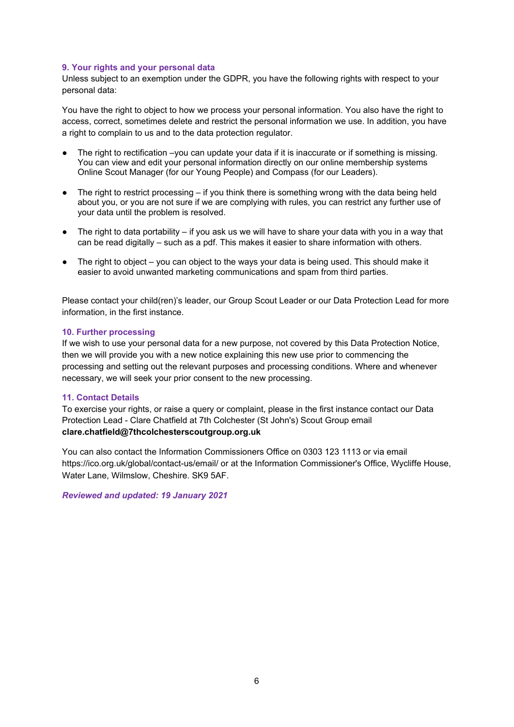## 9. Your rights and your personal data

Unless subject to an exemption under the GDPR, you have the following rights with respect to your personal data:

You have the right to object to how we process your personal information. You also have the right to access, correct, sometimes delete and restrict the personal information we use. In addition, you have a right to complain to us and to the data protection regulator.

- The right to rectification –you can update your data if it is inaccurate or if something is missing. You can view and edit your personal information directly on our online membership systems Online Scout Manager (for our Young People) and Compass (for our Leaders).
- The right to restrict processing – if you think there is something wrong with the data being held about you, or you are not sure if we are complying with rules, you can restrict any further use of your data until the problem is resolved.
- The right to data portability – if you ask us we will have to share your data with you in a way that can be read digitally – such as a pdf. This makes it easier to share information with others.
- The right to object – you can object to the ways your data is being used. This should make it easier to avoid unwanted marketing communications and spam from third parties.

Please contact your child(ren)'s leader, our Group Scout Leader or our Data Protection Lead for more information, in the first instance.

## 10. Further processing

If we wish to use your personal data for a new purpose, not covered by this Data Protection Notice, then we will provide you with a new notice explaining this new use prior to commencing the processing and setting out the relevant purposes and processing conditions. Where and whenever necessary, we will seek your prior consent to the new processing.

## 11. Contact Details

To exercise your rights, or raise a query or complaint, please in the first instance contact our Data Protection Lead - Clare Chatfield at 7th Colchester (St John's) Scout Group email **clare.chatfield@7thcolchesterscoutgroup.org.uk**

You can also contact the Information Commissioners Office on 0303 123 1113 or via email https://ico.org.uk/global/contact-us/email/ or at the Information Commissioner's Office, Wycliffe House, Water Lane, Wilmslow, Cheshire. SK9 5AF.

***Reviewed and updated: 19 January 2021***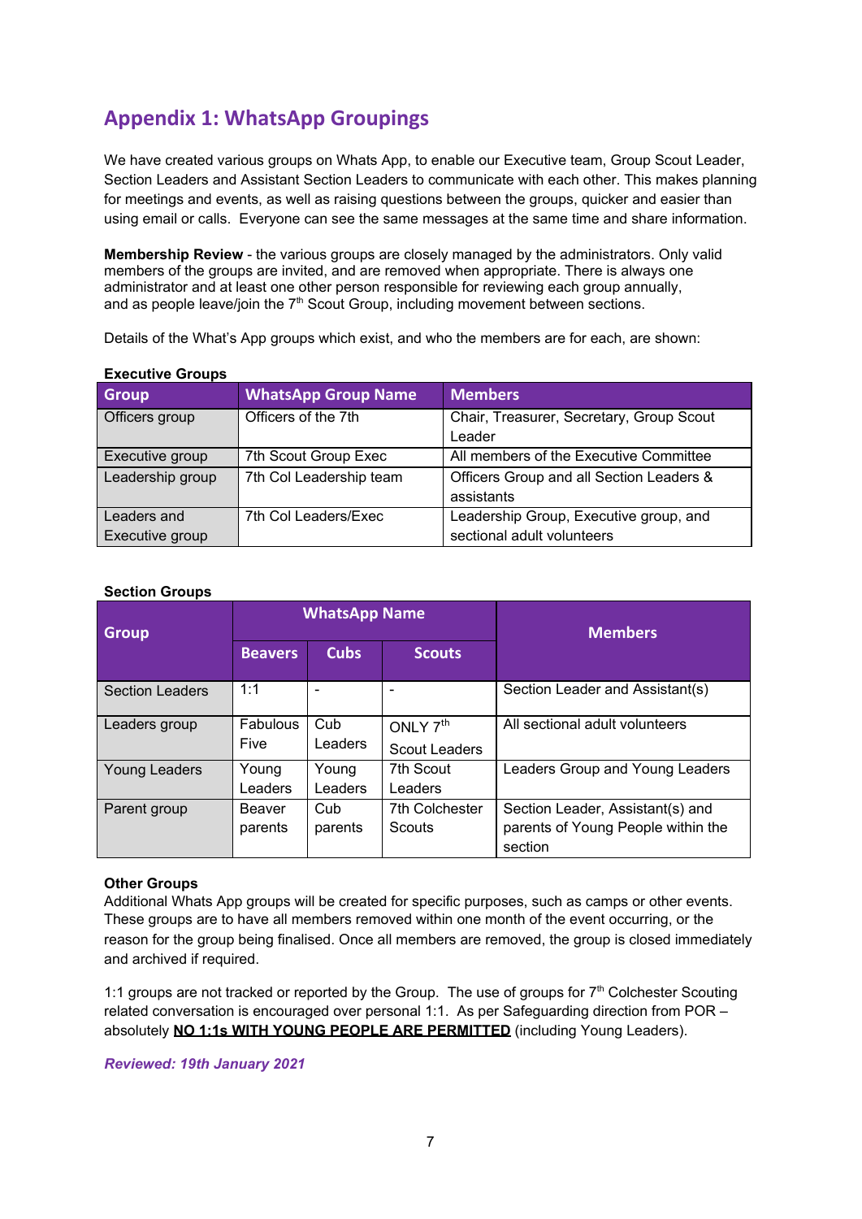## Appendix 1: WhatsApp Groupings

We have created various groups on Whats App, to enable our Executive team, Group Scout Leader, Section Leaders and Assistant Section Leaders to communicate with each other. This makes planning for meetings and events, as well as raising questions between the groups, quicker and easier than using email or calls. Everyone can see the same messages at the same time and share information.

**Membership Review** - the various groups are closely managed by the administrators. Only valid members of the groups are invited, and are removed when appropriate. There is always one administrator and at least one other person responsible for reviewing each group annually, and as people leave/join the 7th Scout Group, including movement between sections.

Details of the What's App groups which exist, and who the members are for each, are shown:

**Executive Groups**

| Group | WhatsApp Group Name | Members |
|---|---|---|
| Officers group | Officers of the 7th | Chair, Treasurer, Secretary, Group Scout Leader |
| Executive group | 7th Scout Group Exec | All members of the Executive Committee |
| Leadership group | 7th Col Leadership team | Officers Group and all Section Leaders & assistants |
| Leaders and Executive group | 7th Col Leaders/Exec | Leadership Group, Executive group, and sectional adult volunteers |

**Section Groups**

| Group | WhatsApp Name | | | Members |
|---|---|---|---|---|
| | Beavers | Cubs | Scouts | |
| Section Leaders | 1:1 | - | - | Section Leader and Assistant(s) |
| Leaders group | Fabulous Five | Cub Leaders | ONLY 7th Scout Leaders | All sectional adult volunteers |
| Young Leaders | Young Leaders | Young Leaders | 7th Scout Leaders | Leaders Group and Young Leaders |
| Parent group | Beaver parents | Cub parents | 7th Colchester Scouts | Section Leader, Assistant(s) and parents of Young People within the section |

**Other Groups**

Additional Whats App groups will be created for specific purposes, such as camps or other events. These groups are to have all members removed within one month of the event occurring, or the reason for the group being finalised. Once all members are removed, the group is closed immediately and archived if required.

1:1 groups are not tracked or reported by the Group. The use of groups for 7th Colchester Scouting related conversation is encouraged over personal 1:1. As per Safeguarding direction from POR – absolutely **NO 1:1s WITH YOUNG PEOPLE ARE PERMITTED** (including Young Leaders).

***Reviewed: 19th January 2021***